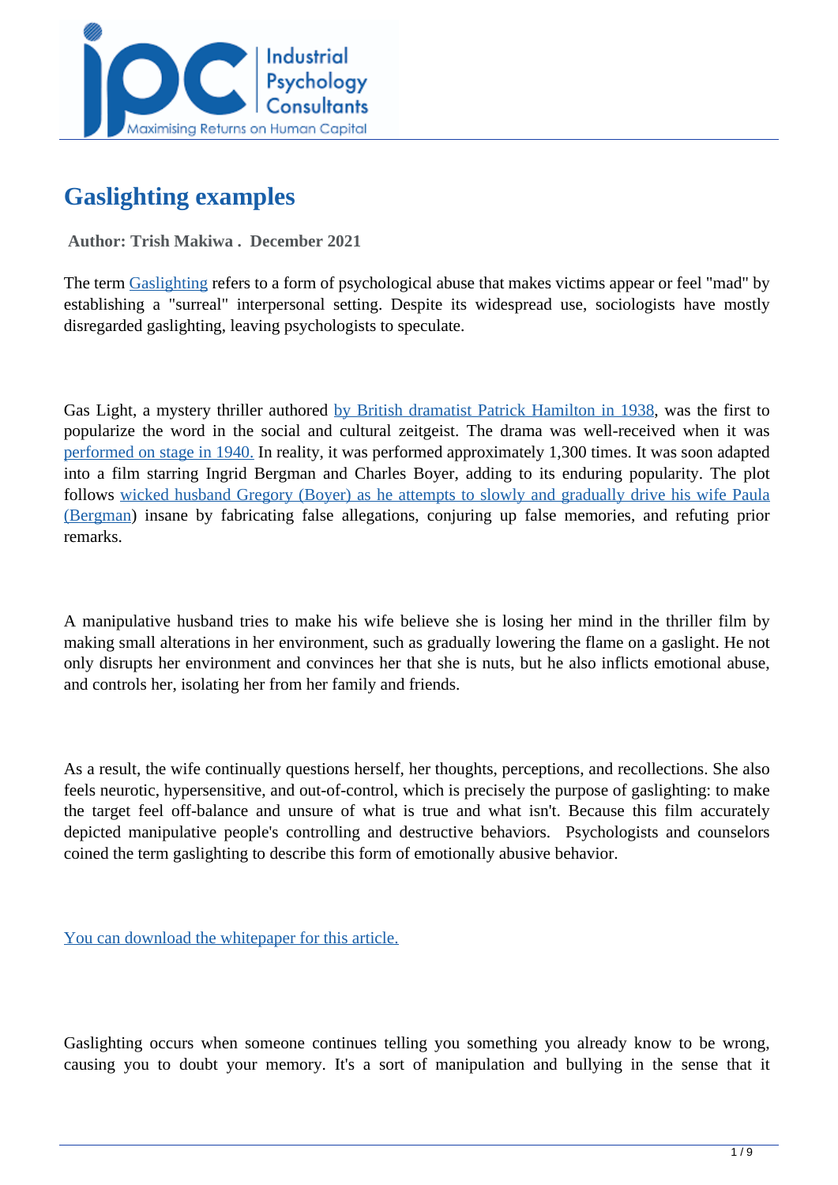# Gaslighting examples

**Author: Trish Makiwa . December 2021**

The term Gaslighting refers to a form of psychological abuse that makes victims appear or feel "mad" by establishing a "surreal" interpersonal setting. Despite its widespread use, sociologists have mostly disregarded gaslighting, leaving psychologists to speculate.

Gas Light, a mystery thriller authored by British dramatist Patrick Hamilton in 1938, was the first to popularize the word in the social and cultural zeitgeist. The drama was well-received when it was performed on stage in 1940. In reality, it was performed approximately 1,300 times. It was soon adapted into a film starring Ingrid Bergman and Charles Boyer, adding to its enduring popularity. The plot follows wicked husband Gregory (Boyer) as he attempts to slowly and gradually drive his wife Paula (Bergman) insane by fabricating false allegations, conjuring up false memories, and refuting prior remarks.

A manipulative husband tries to make his wife believe she is losing her mind in the thriller film by making small alterations in her environment, such as gradually lowering the flame on a gaslight. He not only disrupts her environment and convinces her that she is nuts, but he also inflicts emotional abuse, and controls her, isolating her from her family and friends.

As a result, the wife continually questions herself, her thoughts, perceptions, and recollections. She also feels neurotic, hypersensitive, and out-of-control, which is precisely the purpose of gaslighting: to make the target feel off-balance and unsure of what is true and what isn't. Because this film accurately depicted manipulative people's controlling and destructive behaviors. Psychologists and counselors coined the term gaslighting to describe this form of emotionally abusive behavior.

You can download the whitepaper for this article.

Gaslighting occurs when someone continues telling you something you already know to be wrong, causing you to doubt your memory. It's a sort of manipulation and bullying in the sense that it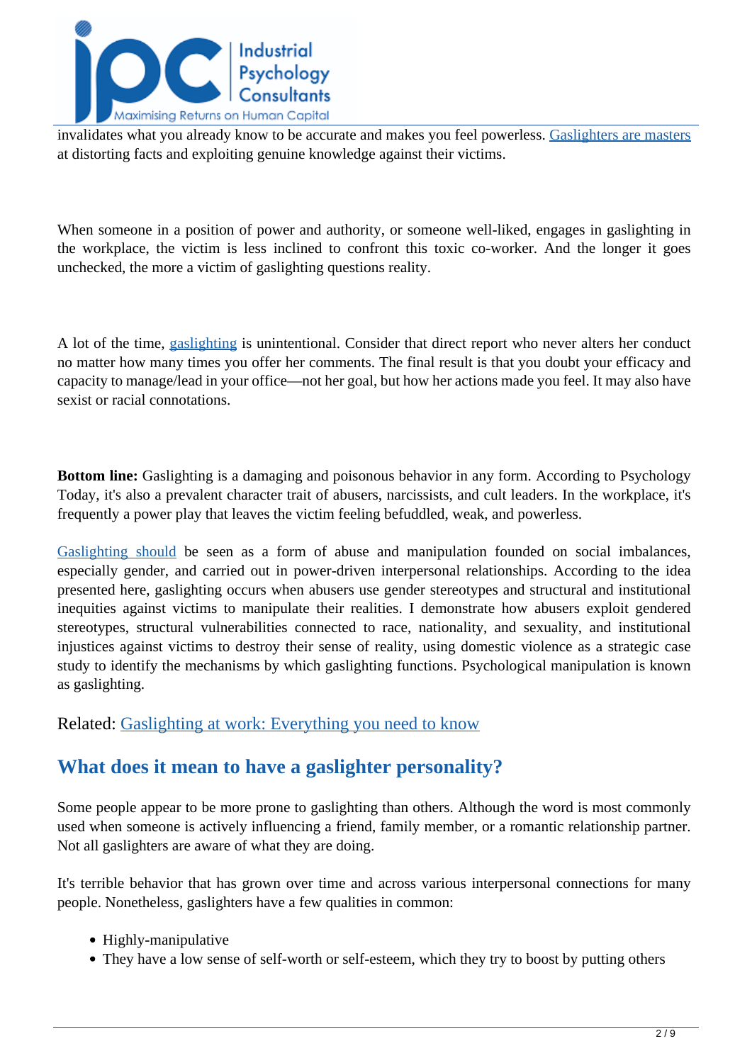invalidates what you already know to be accurate and makes you feel powerless. [Gaslighters are masters]() at distorting facts and exploiting genuine knowledge against their victims.

When someone in a position of power and authority, or someone well-liked, engages in gaslighting in the workplace, the victim is less inclined to confront this toxic co-worker. And the longer it goes unchecked, the more a victim of gaslighting questions reality.

A lot of the time, [gaslighting]() is unintentional. Consider that direct report who never alters her conduct no matter how many times you offer her comments. The final result is that you doubt your efficacy and capacity to manage/lead in your office—not her goal, but how her actions made you feel. It may also have sexist or racial connotations.

**Bottom line:** Gaslighting is a damaging and poisonous behavior in any form. According to Psychology Today, it's also a prevalent character trait of abusers, narcissists, and cult leaders. In the workplace, it's frequently a power play that leaves the victim feeling befuddled, weak, and powerless.

[Gaslighting should]() be seen as a form of abuse and manipulation founded on social imbalances, especially gender, and carried out in power-driven interpersonal relationships. According to the idea presented here, gaslighting occurs when abusers use gender stereotypes and structural and institutional inequities against victims to manipulate their realities. I demonstrate how abusers exploit gendered stereotypes, structural vulnerabilities connected to race, nationality, and sexuality, and institutional injustices against victims to destroy their sense of reality, using domestic violence as a strategic case study to identify the mechanisms by which gaslighting functions. Psychological manipulation is known as gaslighting.

Related: [Gaslighting at work: Everything you need to know]()

## What does it mean to have a gaslighter personality?

Some people appear to be more prone to gaslighting than others. Although the word is most commonly used when someone is actively influencing a friend, family member, or a romantic relationship partner. Not all gaslighters are aware of what they are doing.

It's terrible behavior that has grown over time and across various interpersonal connections for many people. Nonetheless, gaslighters have a few qualities in common:

- Highly-manipulative
- They have a low sense of self-worth or self-esteem, which they try to boost by putting others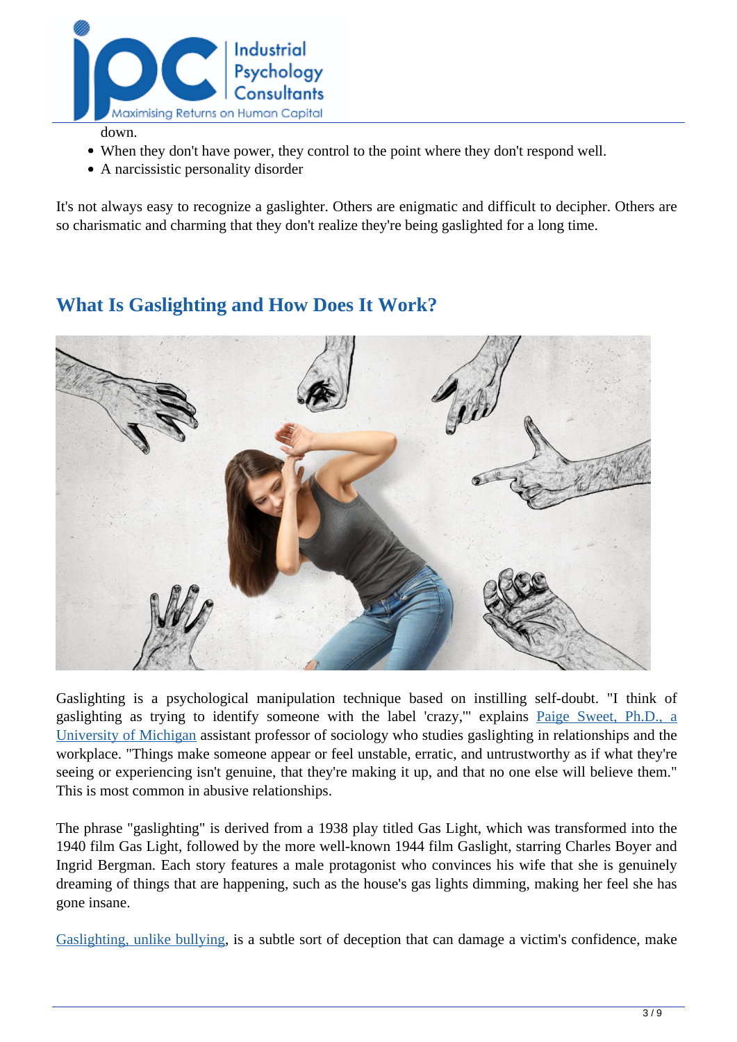down.

- When they don't have power, they control to the point where they don't respond well.
- A narcissistic personality disorder

It's not always easy to recognize a gaslighter. Others are enigmatic and difficult to decipher. Others are so charismatic and charming that they don't realize they're being gaslighted for a long time.

## What Is Gaslighting and How Does It Work?

Gaslighting is a psychological manipulation technique based on instilling self-doubt. "I think of gaslighting as trying to identify someone with the label 'crazy,'" explains [Paige Sweet, Ph.D., a University of Michigan]() assistant professor of sociology who studies gaslighting in relationships and the workplace. "Things make someone appear or feel unstable, erratic, and untrustworthy as if what they're seeing or experiencing isn't genuine, that they're making it up, and that no one else will believe them." This is most common in abusive relationships.

The phrase "gaslighting" is derived from a 1938 play titled Gas Light, which was transformed into the 1940 film Gas Light, followed by the more well-known 1944 film Gaslight, starring Charles Boyer and Ingrid Bergman. Each story features a male protagonist who convinces his wife that she is genuinely dreaming of things that are happening, such as the house's gas lights dimming, making her feel she has gone insane.

[Gaslighting, unlike bullying](), is a subtle sort of deception that can damage a victim's confidence, make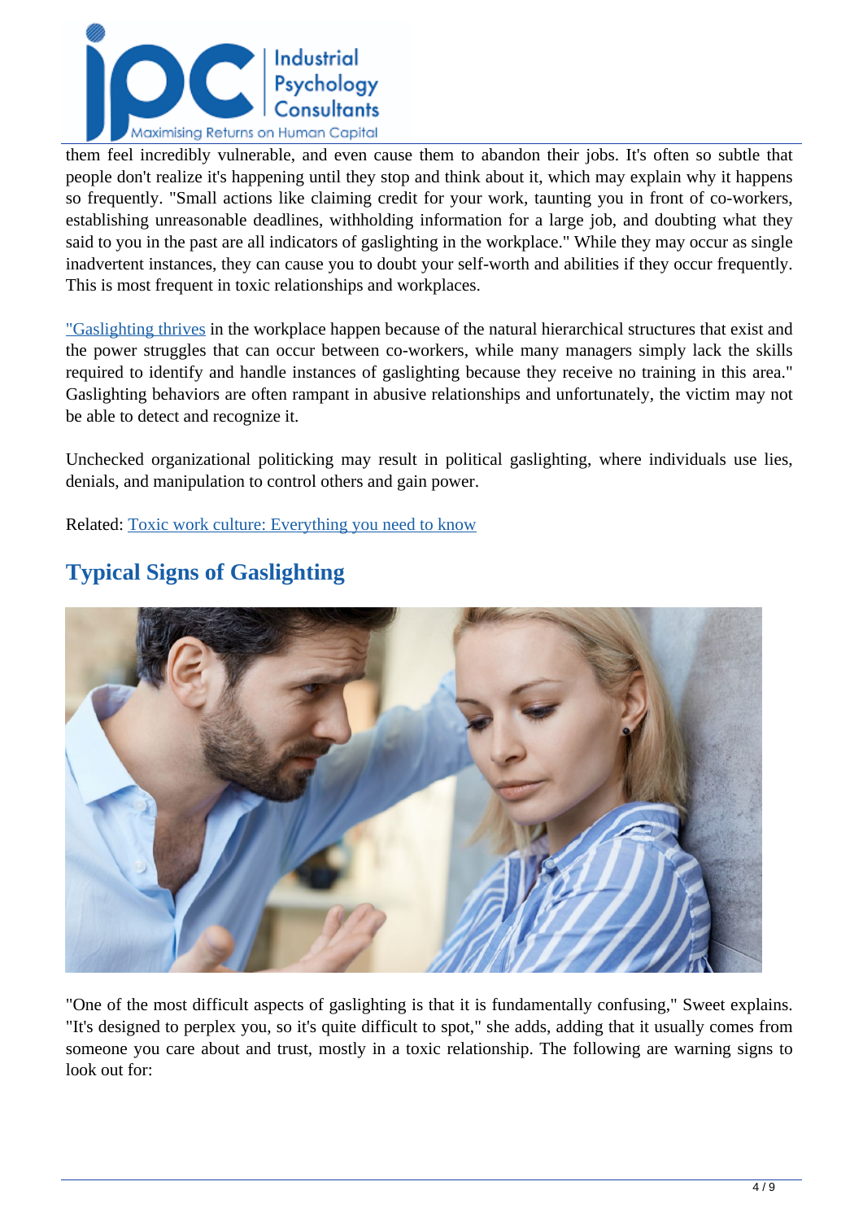them feel incredibly vulnerable, and even cause them to abandon their jobs. It's often so subtle that people don't realize it's happening until they stop and think about it, which may explain why it happens so frequently. "Small actions like claiming credit for your work, taunting you in front of co-workers, establishing unreasonable deadlines, withholding information for a large job, and doubting what they said to you in the past are all indicators of gaslighting in the workplace." While they may occur as single inadvertent instances, they can cause you to doubt your self-worth and abilities if they occur frequently. This is most frequent in toxic relationships and workplaces.

"Gaslighting thrives in the workplace happen because of the natural hierarchical structures that exist and the power struggles that can occur between co-workers, while many managers simply lack the skills required to identify and handle instances of gaslighting because they receive no training in this area." Gaslighting behaviors are often rampant in abusive relationships and unfortunately, the victim may not be able to detect and recognize it.

Unchecked organizational politicking may result in political gaslighting, where individuals use lies, denials, and manipulation to control others and gain power.

Related: Toxic work culture: Everything you need to know

## Typical Signs of Gaslighting

"One of the most difficult aspects of gaslighting is that it is fundamentally confusing," Sweet explains. "It's designed to perplex you, so it's quite difficult to spot," she adds, adding that it usually comes from someone you care about and trust, mostly in a toxic relationship. The following are warning signs to look out for: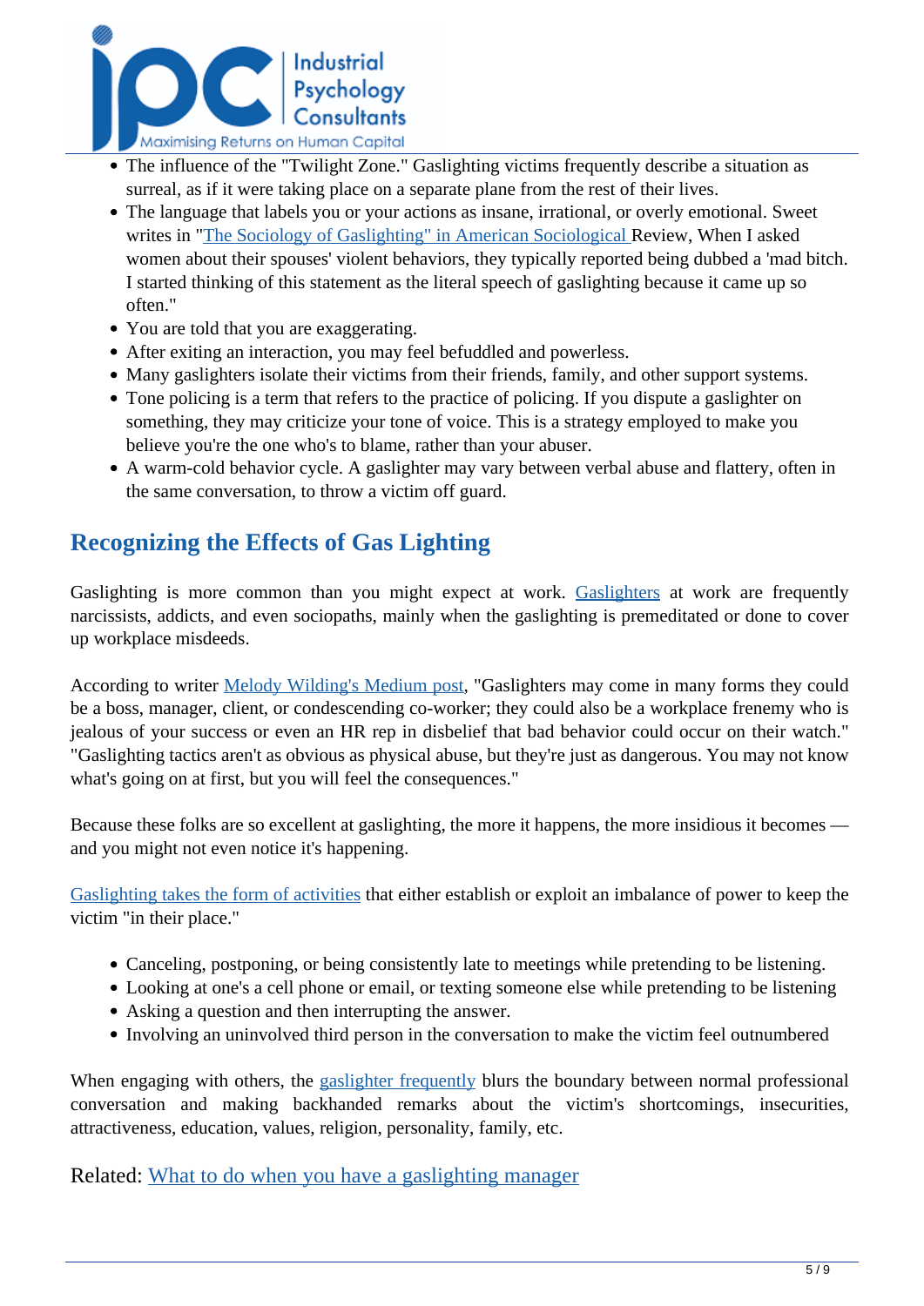- The influence of the "Twilight Zone." Gaslighting victims frequently describe a situation as surreal, as if it were taking place on a separate plane from the rest of their lives.
- The language that labels you or your actions as insane, irrational, or overly emotional. Sweet writes in "[The Sociology of Gaslighting" in American Sociological ]Review, When I asked women about their spouses' violent behaviors, they typically reported being dubbed a 'mad bitch. I started thinking of this statement as the literal speech of gaslighting because it came up so often."
- You are told that you are exaggerating.
- After exiting an interaction, you may feel befuddled and powerless.
- Many gaslighters isolate their victims from their friends, family, and other support systems.
- Tone policing is a term that refers to the practice of policing. If you dispute a gaslighter on something, they may criticize your tone of voice. This is a strategy employed to make you believe you're the one who's to blame, rather than your abuser.
- A warm-cold behavior cycle. A gaslighter may vary between verbal abuse and flattery, often in the same conversation, to throw a victim off guard.

## Recognizing the Effects of Gas Lighting

Gaslighting is more common than you might expect at work. Gaslighters at work are frequently narcissists, addicts, and even sociopaths, mainly when the gaslighting is premeditated or done to cover up workplace misdeeds.

According to writer Melody Wilding's Medium post, "Gaslighters may come in many forms they could be a boss, manager, client, or condescending co-worker; they could also be a workplace frenemy who is jealous of your success or even an HR rep in disbelief that bad behavior could occur on their watch." "Gaslighting tactics aren't as obvious as physical abuse, but they're just as dangerous. You may not know what's going on at first, but you will feel the consequences."

Because these folks are so excellent at gaslighting, the more it happens, the more insidious it becomes — and you might not even notice it's happening.

Gaslighting takes the form of activities that either establish or exploit an imbalance of power to keep the victim "in their place."

- Canceling, postponing, or being consistently late to meetings while pretending to be listening.
- Looking at one's a cell phone or email, or texting someone else while pretending to be listening
- Asking a question and then interrupting the answer.
- Involving an uninvolved third person in the conversation to make the victim feel outnumbered

When engaging with others, the gaslighter frequently blurs the boundary between normal professional conversation and making backhanded remarks about the victim's shortcomings, insecurities, attractiveness, education, values, religion, personality, family, etc.

Related: What to do when you have a gaslighting manager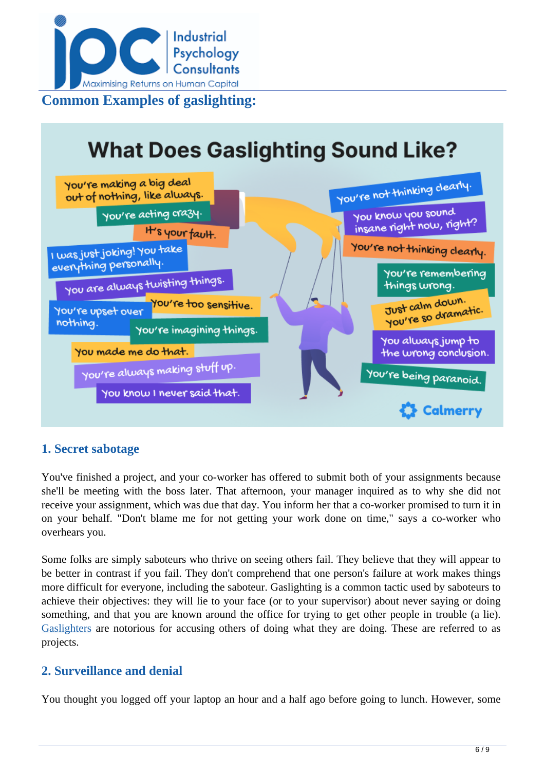## Common Examples of gaslighting:

### 1. Secret sabotage

You've finished a project, and your co-worker has offered to submit both of your assignments because she'll be meeting with the boss later. That afternoon, your manager inquired as to why she did not receive your assignment, which was due that day. You inform her that a co-worker promised to turn it in on your behalf. "Don't blame me for not getting your work done on time," says a co-worker who overhears you.

Some folks are simply saboteurs who thrive on seeing others fail. They believe that they will appear to be better in contrast if you fail. They don't comprehend that one person's failure at work makes things more difficult for everyone, including the saboteur. Gaslighting is a common tactic used by saboteurs to achieve their objectives: they will lie to your face (or to your supervisor) about never saying or doing something, and that you are known around the office for trying to get other people in trouble (a lie). Gaslighters are notorious for accusing others of doing what they are doing. These are referred to as projects.

### 2. Surveillance and denial

You thought you logged off your laptop an hour and a half ago before going to lunch. However, some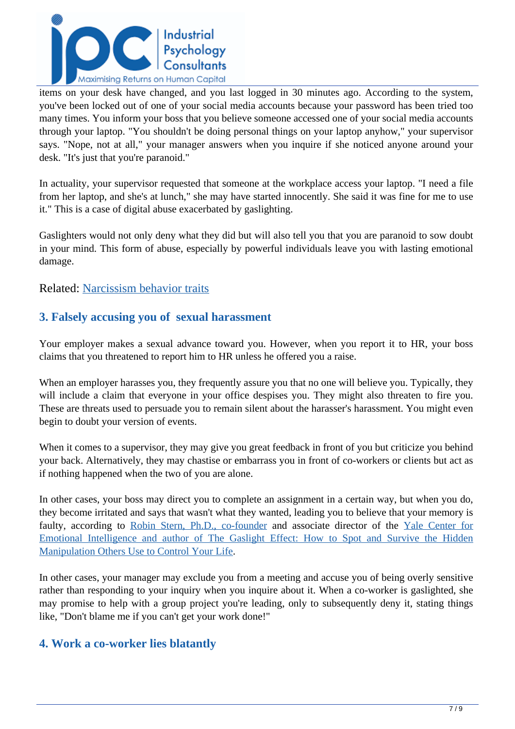items on your desk have changed, and you last logged in 30 minutes ago. According to the system, you've been locked out of one of your social media accounts because your password has been tried too many times. You inform your boss that you believe someone accessed one of your social media accounts through your laptop. "You shouldn't be doing personal things on your laptop anyhow," your supervisor says. "Nope, not at all," your manager answers when you inquire if she noticed anyone around your desk. "It's just that you're paranoid."

In actuality, your supervisor requested that someone at the workplace access your laptop. "I need a file from her laptop, and she's at lunch," she may have started innocently. She said it was fine for me to use it." This is a case of digital abuse exacerbated by gaslighting.

Gaslighters would not only deny what they did but will also tell you that you are paranoid to sow doubt in your mind. This form of abuse, especially by powerful individuals leave you with lasting emotional damage.

Related: Narcissism behavior traits

### 3. Falsely accusing you of sexual harassment

Your employer makes a sexual advance toward you. However, when you report it to HR, your boss claims that you threatened to report him to HR unless he offered you a raise.

When an employer harasses you, they frequently assure you that no one will believe you. Typically, they will include a claim that everyone in your office despises you. They might also threaten to fire you. These are threats used to persuade you to remain silent about the harasser's harassment. You might even begin to doubt your version of events.

When it comes to a supervisor, they may give you great feedback in front of you but criticize you behind your back. Alternatively, they may chastise or embarrass you in front of co-workers or clients but act as if nothing happened when the two of you are alone.

In other cases, your boss may direct you to complete an assignment in a certain way, but when you do, they become irritated and says that wasn't what they wanted, leading you to believe that your memory is faulty, according to Robin Stern, Ph.D., co-founder and associate director of the Yale Center for Emotional Intelligence and author of The Gaslight Effect: How to Spot and Survive the Hidden Manipulation Others Use to Control Your Life.

In other cases, your manager may exclude you from a meeting and accuse you of being overly sensitive rather than responding to your inquiry when you inquire about it. When a co-worker is gaslighted, she may promise to help with a group project you're leading, only to subsequently deny it, stating things like, "Don't blame me if you can't get your work done!"

### 4. Work a co-worker lies blatantly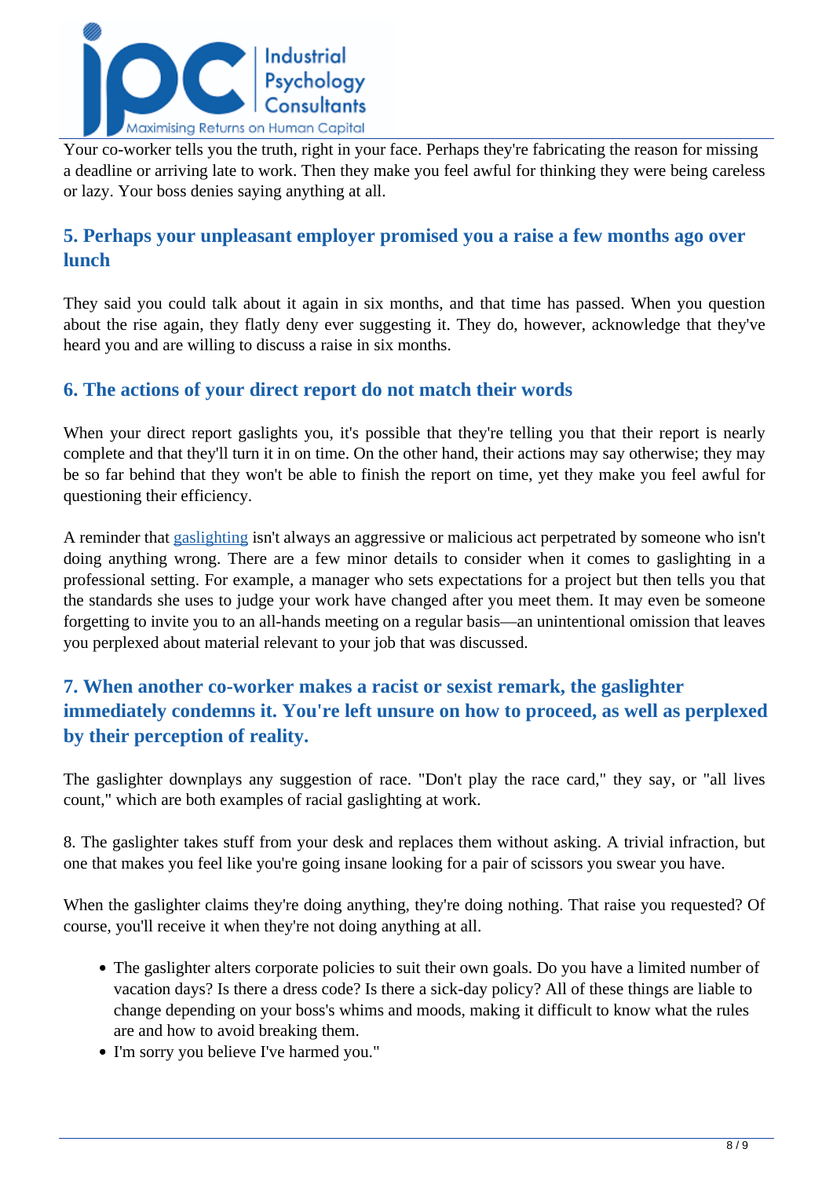Your co-worker tells you the truth, right in your face. Perhaps they're fabricating the reason for missing a deadline or arriving late to work. Then they make you feel awful for thinking they were being careless or lazy. Your boss denies saying anything at all.

### 5. Perhaps your unpleasant employer promised you a raise a few months ago over lunch

They said you could talk about it again in six months, and that time has passed. When you question about the rise again, they flatly deny ever suggesting it. They do, however, acknowledge that they've heard you and are willing to discuss a raise in six months.

### 6. The actions of your direct report do not match their words

When your direct report gaslights you, it's possible that they're telling you that their report is nearly complete and that they'll turn it in on time. On the other hand, their actions may say otherwise; they may be so far behind that they won't be able to finish the report on time, yet they make you feel awful for questioning their efficiency.

A reminder that gaslighting isn't always an aggressive or malicious act perpetrated by someone who isn't doing anything wrong. There are a few minor details to consider when it comes to gaslighting in a professional setting. For example, a manager who sets expectations for a project but then tells you that the standards she uses to judge your work have changed after you meet them. It may even be someone forgetting to invite you to an all-hands meeting on a regular basis—an unintentional omission that leaves you perplexed about material relevant to your job that was discussed.

### 7. When another co-worker makes a racist or sexist remark, the gaslighter immediately condemns it. You're left unsure on how to proceed, as well as perplexed by their perception of reality.

The gaslighter downplays any suggestion of race. "Don't play the race card," they say, or "all lives count," which are both examples of racial gaslighting at work.

8. The gaslighter takes stuff from your desk and replaces them without asking. A trivial infraction, but one that makes you feel like you're going insane looking for a pair of scissors you swear you have.

When the gaslighter claims they're doing anything, they're doing nothing. That raise you requested? Of course, you'll receive it when they're not doing anything at all.

- The gaslighter alters corporate policies to suit their own goals. Do you have a limited number of vacation days? Is there a dress code? Is there a sick-day policy? All of these things are liable to change depending on your boss's whims and moods, making it difficult to know what the rules are and how to avoid breaking them.
- I'm sorry you believe I've harmed you."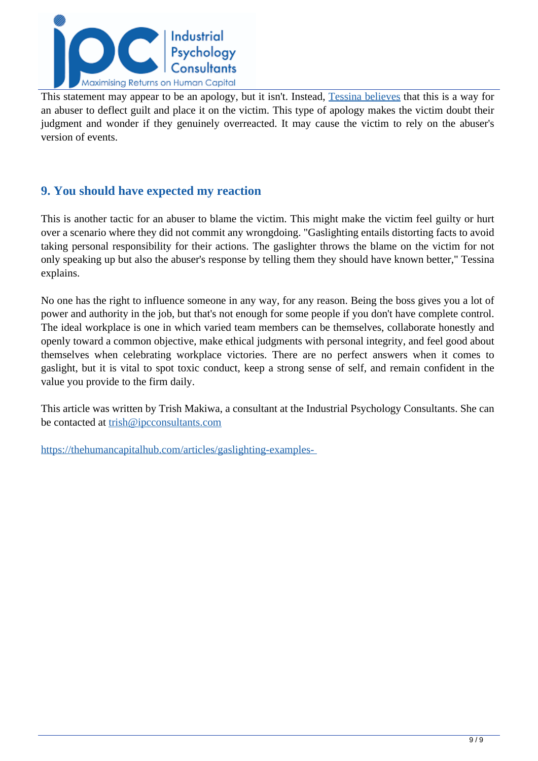This statement may appear to be an apology, but it isn't. Instead, [Tessina believes](#) that this is a way for an abuser to deflect guilt and place it on the victim. This type of apology makes the victim doubt their judgment and wonder if they genuinely overreacted. It may cause the victim to rely on the abuser's version of events.

## 9. You should have expected my reaction

This is another tactic for an abuser to blame the victim. This might make the victim feel guilty or hurt over a scenario where they did not commit any wrongdoing. "Gaslighting entails distorting facts to avoid taking personal responsibility for their actions. The gaslighter throws the blame on the victim for not only speaking up but also the abuser's response by telling them they should have known better," Tessina explains.

No one has the right to influence someone in any way, for any reason. Being the boss gives you a lot of power and authority in the job, but that's not enough for some people if you don't have complete control. The ideal workplace is one in which varied team members can be themselves, collaborate honestly and openly toward a common objective, make ethical judgments with personal integrity, and feel good about themselves when celebrating workplace victories. There are no perfect answers when it comes to gaslight, but it is vital to spot toxic conduct, keep a strong sense of self, and remain confident in the value you provide to the firm daily.

This article was written by Trish Makiwa, a consultant at the Industrial Psychology Consultants. She can be contacted at trish@ipcconsultants.com

https://thehumancapitalhub.com/articles/gaslighting-examples-